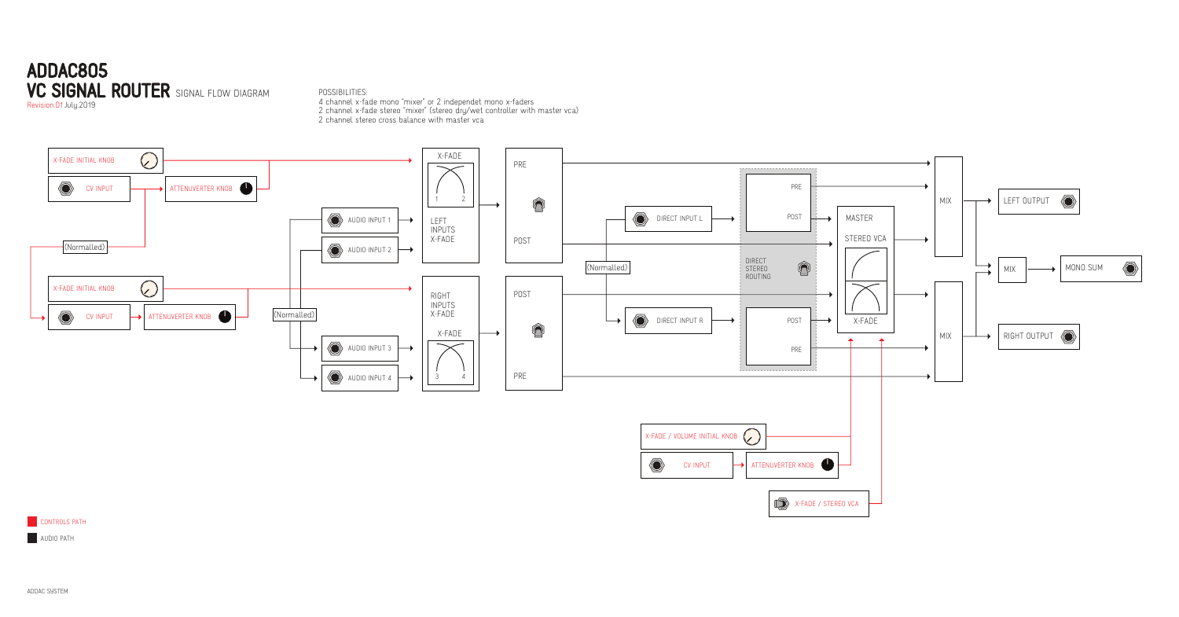# ADDAC805
## VC SIGNAL ROUTER SIGNAL FLOW DIAGRAM

Revision.01 July.2019

POSSIBILITIES:
4 channel x-fade mono "mixer" or 2 independet mono x-faders
2 channel x-fade stereo "mixer" (stereo dry/wet controller with master vca)
2 channel stereo cross balance with master vca

X-FADE INITIAL KNOB
CV INPUT
ATTENUVERTER KNOB
(Normalled)
X-FADE INITIAL KNOB
CV INPUT
ATTENUVERTER KNOB
(Normalled)
AUDIO INPUT 1
AUDIO INPUT 2
AUDIO INPUT 3
AUDIO INPUT 4
X-FADE
1 2
LEFT INPUTS X-FADE
RIGHT INPUTS X-FADE
X-FADE
3 4
PRE
POST
POST
PRE
DIRECT INPUT L
(Normalled)
DIRECT INPUT R
PRE
POST
DIRECT STEREO ROUTING
POST
PRE
MASTER
STEREO VCA
X-FADE
MIX
MIX
LEFT OUTPUT
MIX
MONO SUM
RIGHT OUTPUT
X-FADE / VOLUME INITIAL KNOB
CV INPUT
ATTENUVERTER KNOB
X-FADE / STEREO VCA

CONTROLS PATH
AUDIO PATH

ADDAC SYSTEM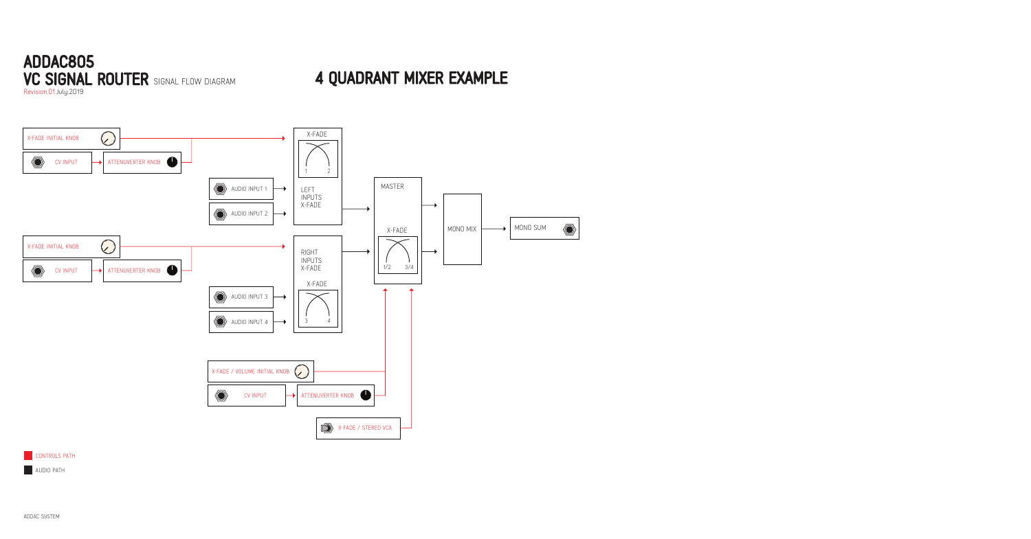# ADDAC805
## VC SIGNAL ROUTER SIGNAL FLOW DIAGRAM

Revision.01 July.2019

## 4 QUADRANT MIXER EXAMPLE

X-FADE INITIAL KNOB

CV INPUT

ATTENUVERTER KNOB

X-FADE

1 2

AUDIO INPUT 1

AUDIO INPUT 2

LEFT INPUTS X-FADE

MASTER

X-FADE

1/2 3/4

MONO MIX

MONO SUM

X-FADE INITIAL KNOB

CV INPUT

ATTENUVERTER KNOB

RIGHT INPUTS X-FADE

X-FADE

3 4

AUDIO INPUT 3

AUDIO INPUT 4

X-FADE / VOLUME INITIAL KNOB

CV INPUT

ATTENUVERTER KNOB

X-FADE / STEREO VCA

CONTROLS PATH

AUDIO PATH

ADDAC SYSTEM